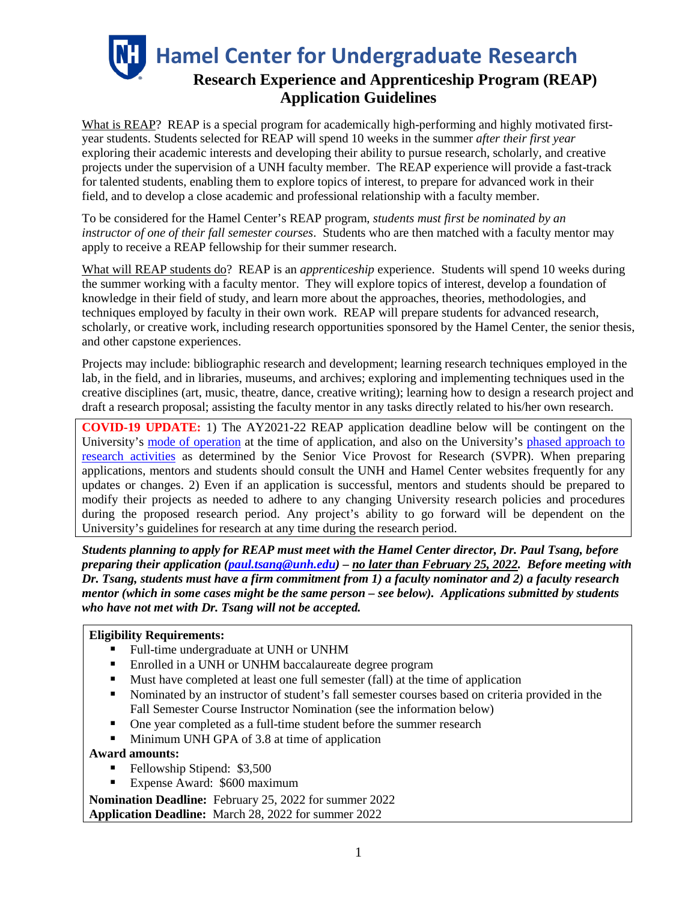# Hamel Center for Undergraduate Research

## Research Experience and Apprenticeship Program (REAP) Application Guidelines

What is REAP? REAP is a special program for academically high-performing and highly motivated first-year students. Students selected for REAP will spend 10 weeks in the summer *after their first year* exploring their academic interests and developing their ability to pursue research, scholarly, and creative projects under the supervision of a UNH faculty member. The REAP experience will provide a fast-track for talented students, enabling them to explore topics of interest, to prepare for advanced work in their field, and to develop a close academic and professional relationship with a faculty member.

To be considered for the Hamel Center's REAP program, *students must first be nominated by an instructor of one of their fall semester courses*. Students who are then matched with a faculty mentor may apply to receive a REAP fellowship for their summer research.

What will REAP students do? REAP is an *apprenticeship* experience. Students will spend 10 weeks during the summer working with a faculty mentor. They will explore topics of interest, develop a foundation of knowledge in their field of study, and learn more about the approaches, theories, methodologies, and techniques employed by faculty in their own work. REAP will prepare students for advanced research, scholarly, or creative work, including research opportunities sponsored by the Hamel Center, the senior thesis, and other capstone experiences.

Projects may include: bibliographic research and development; learning research techniques employed in the lab, in the field, and in libraries, museums, and archives; exploring and implementing techniques used in the creative disciplines (art, music, theatre, dance, creative writing); learning how to design a research project and draft a research proposal; assisting the faculty mentor in any tasks directly related to his/her own research.

**COVID-19 UPDATE:** 1) The AY2021-22 REAP application deadline below will be contingent on the University's mode of operation at the time of application, and also on the University's phased approach to research activities as determined by the Senior Vice Provost for Research (SVPR). When preparing applications, mentors and students should consult the UNH and Hamel Center websites frequently for any updates or changes. 2) Even if an application is successful, mentors and students should be prepared to modify their projects as needed to adhere to any changing University research policies and procedures during the proposed research period. Any project's ability to go forward will be dependent on the University's guidelines for research at any time during the research period.

***Students planning to apply for REAP must meet with the Hamel Center director, Dr. Paul Tsang, before preparing their application (paul.tsang@unh.edu) – no later than February 25, 2022. Before meeting with Dr. Tsang, students must have a firm commitment from 1) a faculty nominator and 2) a faculty research mentor (which in some cases might be the same person – see below). Applications submitted by students who have not met with Dr. Tsang will not be accepted.***

**Eligibility Requirements:**

- Full-time undergraduate at UNH or UNHM
- Enrolled in a UNH or UNHM baccalaureate degree program
- Must have completed at least one full semester (fall) at the time of application
- Nominated by an instructor of student's fall semester courses based on criteria provided in the Fall Semester Course Instructor Nomination (see the information below)
- One year completed as a full-time student before the summer research
- Minimum UNH GPA of 3.8 at time of application

**Award amounts:**

- Fellowship Stipend: $3,500
- Expense Award: $600 maximum

**Nomination Deadline:** February 25, 2022 for summer 2022

**Application Deadline:** March 28, 2022 for summer 2022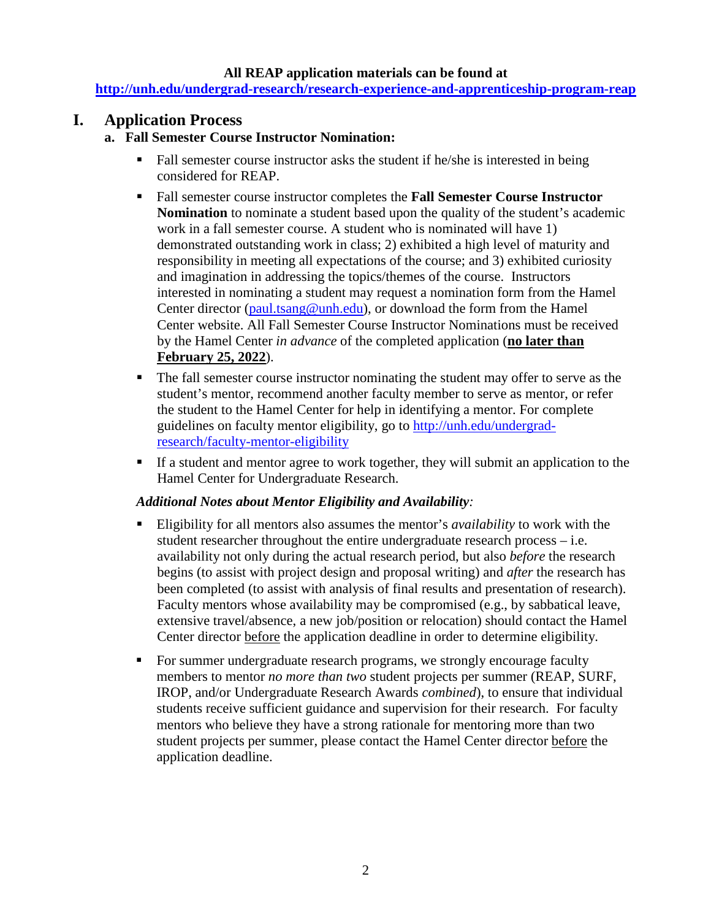**All REAP application materials can be found at**
**http://unh.edu/undergrad-research/research-experience-and-apprenticeship-program-reap**

# I. Application Process

## a. Fall Semester Course Instructor Nomination:

- Fall semester course instructor asks the student if he/she is interested in being considered for REAP.
- Fall semester course instructor completes the **Fall Semester Course Instructor Nomination** to nominate a student based upon the quality of the student's academic work in a fall semester course. A student who is nominated will have 1) demonstrated outstanding work in class; 2) exhibited a high level of maturity and responsibility in meeting all expectations of the course; and 3) exhibited curiosity and imagination in addressing the topics/themes of the course. Instructors interested in nominating a student may request a nomination form from the Hamel Center director (paul.tsang@unh.edu), or download the form from the Hamel Center website. All Fall Semester Course Instructor Nominations must be received by the Hamel Center *in advance* of the completed application (**no later than February 25, 2022**).
- The fall semester course instructor nominating the student may offer to serve as the student's mentor, recommend another faculty member to serve as mentor, or refer the student to the Hamel Center for help in identifying a mentor. For complete guidelines on faculty mentor eligibility, go to http://unh.edu/undergrad-research/faculty-mentor-eligibility
- If a student and mentor agree to work together, they will submit an application to the Hamel Center for Undergraduate Research.

***Additional Notes about Mentor Eligibility and Availability:***

- Eligibility for all mentors also assumes the mentor's *availability* to work with the student researcher throughout the entire undergraduate research process – i.e. availability not only during the actual research period, but also *before* the research begins (to assist with project design and proposal writing) and *after* the research has been completed (to assist with analysis of final results and presentation of research). Faculty mentors whose availability may be compromised (e.g., by sabbatical leave, extensive travel/absence, a new job/position or relocation) should contact the Hamel Center director before the application deadline in order to determine eligibility.
- For summer undergraduate research programs, we strongly encourage faculty members to mentor *no more than two* student projects per summer (REAP, SURF, IROP, and/or Undergraduate Research Awards *combined*), to ensure that individual students receive sufficient guidance and supervision for their research. For faculty mentors who believe they have a strong rationale for mentoring more than two student projects per summer, please contact the Hamel Center director before the application deadline.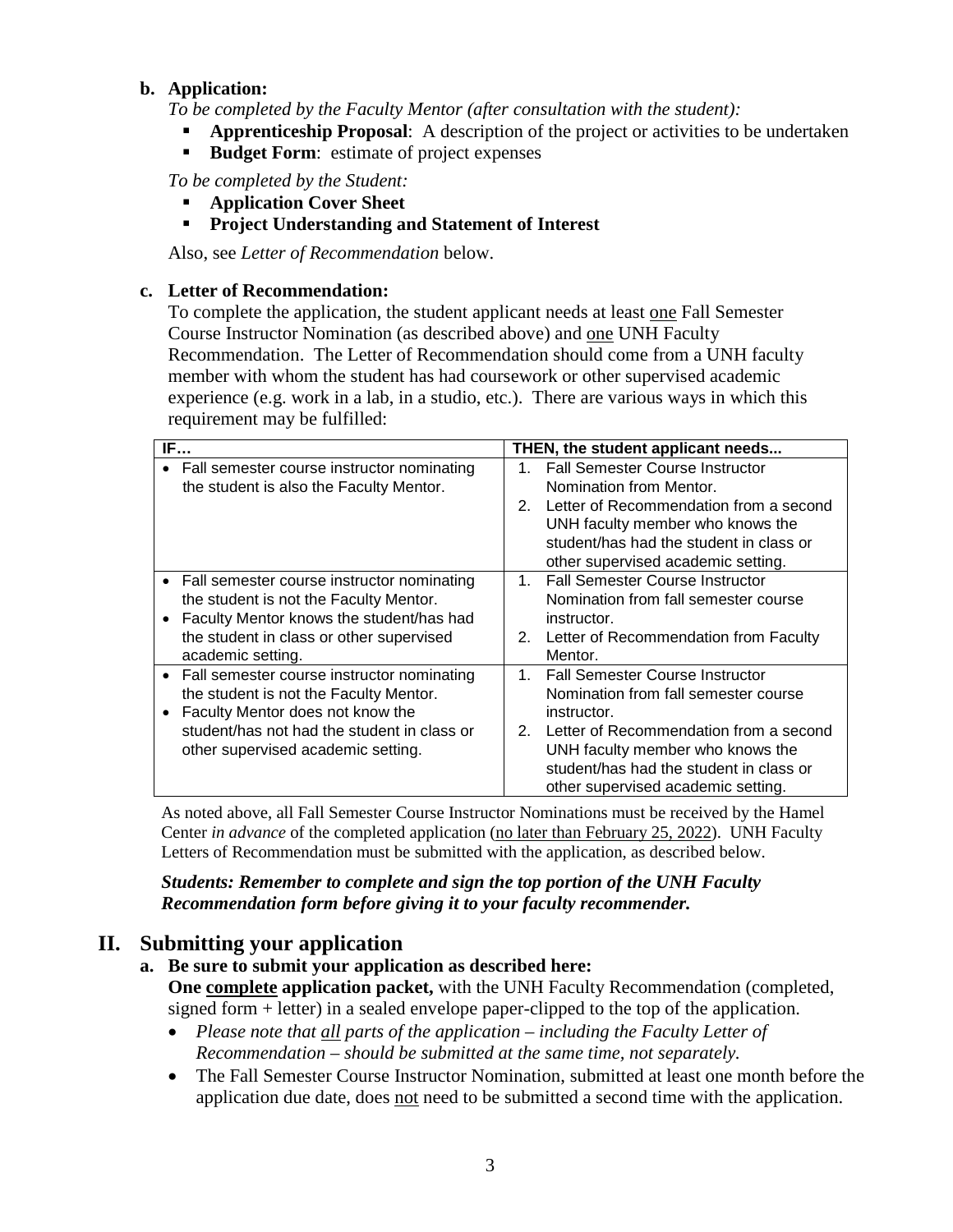**b. Application:**

*To be completed by the Faculty Mentor (after consultation with the student):*

- **Apprenticeship Proposal**: A description of the project or activities to be undertaken
- **Budget Form**: estimate of project expenses

*To be completed by the Student:*

- **Application Cover Sheet**
- **Project Understanding and Statement of Interest**

Also, see *Letter of Recommendation* below.

**c. Letter of Recommendation:**

To complete the application, the student applicant needs at least one Fall Semester Course Instructor Nomination (as described above) and one UNH Faculty Recommendation. The Letter of Recommendation should come from a UNH faculty member with whom the student has had coursework or other supervised academic experience (e.g. work in a lab, in a studio, etc.). There are various ways in which this requirement may be fulfilled:

| IF… | THEN, the student applicant needs... |
|---|---|
| • Fall semester course instructor nominating the student is also the Faculty Mentor. | 1. Fall Semester Course Instructor Nomination from Mentor.<br>2. Letter of Recommendation from a second UNH faculty member who knows the student/has had the student in class or other supervised academic setting. |
| • Fall semester course instructor nominating the student is not the Faculty Mentor.<br>• Faculty Mentor knows the student/has had the student in class or other supervised academic setting. | 1. Fall Semester Course Instructor Nomination from fall semester course instructor.<br>2. Letter of Recommendation from Faculty Mentor. |
| • Fall semester course instructor nominating the student is not the Faculty Mentor.<br>• Faculty Mentor does not know the student/has not had the student in class or other supervised academic setting. | 1. Fall Semester Course Instructor Nomination from fall semester course instructor.<br>2. Letter of Recommendation from a second UNH faculty member who knows the student/has had the student in class or other supervised academic setting. |

As noted above, all Fall Semester Course Instructor Nominations must be received by the Hamel Center *in advance* of the completed application (no later than February 25, 2022). UNH Faculty Letters of Recommendation must be submitted with the application, as described below.

***Students: Remember to complete and sign the top portion of the UNH Faculty Recommendation form before giving it to your faculty recommender.***

## II. Submitting your application

**a. Be sure to submit your application as described here:**

**One complete application packet,** with the UNH Faculty Recommendation (completed, signed form + letter) in a sealed envelope paper-clipped to the top of the application.

- *Please note that all parts of the application – including the Faculty Letter of Recommendation – should be submitted at the same time, not separately.*
- The Fall Semester Course Instructor Nomination, submitted at least one month before the application due date, does not need to be submitted a second time with the application.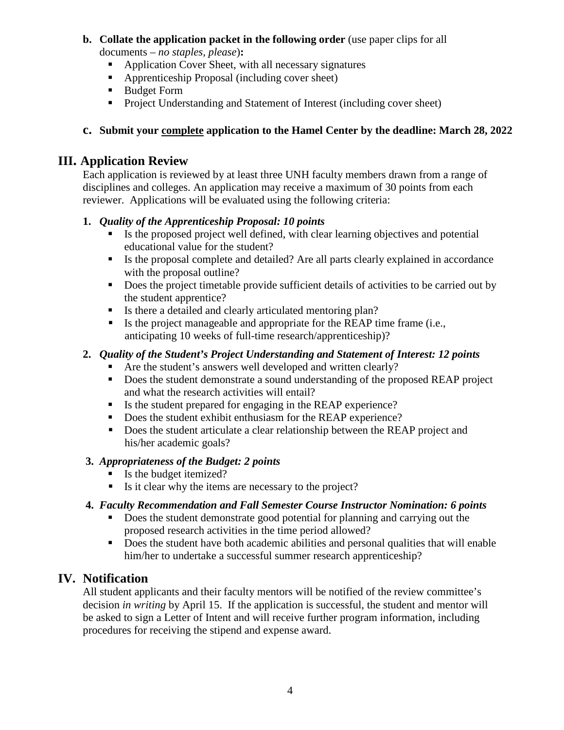**b. Collate the application packet in the following order** (use paper clips for all documents – *no staples, please*)**:**

- Application Cover Sheet, with all necessary signatures
- Apprenticeship Proposal (including cover sheet)
- Budget Form
- Project Understanding and Statement of Interest (including cover sheet)

**c. Submit your <u>complete</u> application to the Hamel Center by the deadline: March 28, 2022**

## III. Application Review

Each application is reviewed by at least three UNH faculty members drawn from a range of disciplines and colleges. An application may receive a maximum of 30 points from each reviewer. Applications will be evaluated using the following criteria:

**1.** ***Quality of the Apprenticeship Proposal: 10 points***

- Is the proposed project well defined, with clear learning objectives and potential educational value for the student?
- Is the proposal complete and detailed? Are all parts clearly explained in accordance with the proposal outline?
- Does the project timetable provide sufficient details of activities to be carried out by the student apprentice?
- Is there a detailed and clearly articulated mentoring plan?
- Is the project manageable and appropriate for the REAP time frame (i.e., anticipating 10 weeks of full-time research/apprenticeship)?

**2.** ***Quality of the Student's Project Understanding and Statement of Interest: 12 points***

- Are the student's answers well developed and written clearly?
- Does the student demonstrate a sound understanding of the proposed REAP project and what the research activities will entail?
- Is the student prepared for engaging in the REAP experience?
- Does the student exhibit enthusiasm for the REAP experience?
- Does the student articulate a clear relationship between the REAP project and his/her academic goals?

**3.** ***Appropriateness of the Budget: 2 points***

- Is the budget itemized?
- Is it clear why the items are necessary to the project?

**4.** ***Faculty Recommendation and Fall Semester Course Instructor Nomination: 6 points***

- Does the student demonstrate good potential for planning and carrying out the proposed research activities in the time period allowed?
- Does the student have both academic abilities and personal qualities that will enable him/her to undertake a successful summer research apprenticeship?

## IV. Notification

All student applicants and their faculty mentors will be notified of the review committee's decision *in writing* by April 15. If the application is successful, the student and mentor will be asked to sign a Letter of Intent and will receive further program information, including procedures for receiving the stipend and expense award.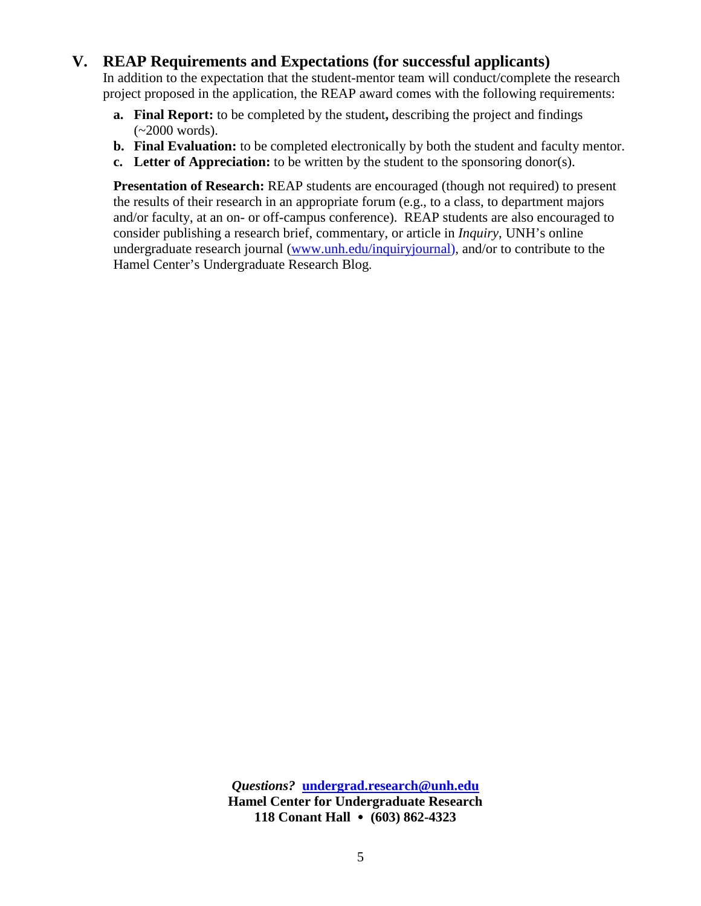## V. REAP Requirements and Expectations (for successful applicants)

In addition to the expectation that the student-mentor team will conduct/complete the research project proposed in the application, the REAP award comes with the following requirements:

a. **Final Report:** to be completed by the student**,** describing the project and findings (~2000 words).
b. **Final Evaluation:** to be completed electronically by both the student and faculty mentor.
c. **Letter of Appreciation:** to be written by the student to the sponsoring donor(s).

**Presentation of Research:** REAP students are encouraged (though not required) to present the results of their research in an appropriate forum (e.g., to a class, to department majors and/or faculty, at an on- or off-campus conference). REAP students are also encouraged to consider publishing a research brief, commentary, or article in *Inquiry*, UNH's online undergraduate research journal (www.unh.edu/inquiryjournal), and/or to contribute to the Hamel Center's Undergraduate Research Blog.

***Questions?*** **undergrad.research@unh.edu**
**Hamel Center for Undergraduate Research**
**118 Conant Hall • (603) 862-4323**